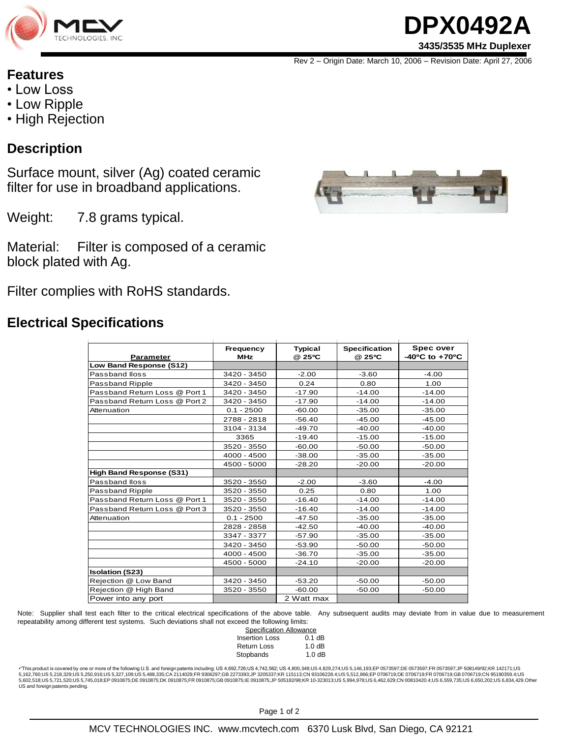# DPX0492A

**3435/3535 MHz Duplexer**

Rev 2 – Origin Date: March 10, 2006 – Revision Date: April 27, 2006

## Features

- Low Loss
- Low Ripple
- High Rejection

## Description

Surface mount, silver (Ag) coated ceramic filter for use in broadband applications.

Weight: 7.8 grams typical.

Material: Filter is composed of a ceramic block plated with Ag.

Filter complies with RoHS standards.

## Electrical Specifications

| Parameter | Frequency MHz | Typical @ 25ºC | Specification @ 25ºC | Spec over -40ºC to +70ºC |
|---|---|---|---|---|
| **Low Band Response (S12)** | | | | |
| Passband lloss | 3420 - 3450 | -2.00 | -3.60 | -4.00 |
| Passband Ripple | 3420 - 3450 | 0.24 | 0.80 | 1.00 |
| Passband Return Loss @ Port 1 | 3420 - 3450 | -17.90 | -14.00 | -14.00 |
| Passband Return Loss @ Port 2 | 3420 - 3450 | -17.90 | -14.00 | -14.00 |
| Attenuation | 0.1 - 2500 | -60.00 | -35.00 | -35.00 |
| | 2788 - 2818 | -56.40 | -45.00 | -45.00 |
| | 3104 - 3134 | -49.70 | -40.00 | -40.00 |
| | 3365 | -19.40 | -15.00 | -15.00 |
| | 3520 - 3550 | -60.00 | -50.00 | -50.00 |
| | 4000 - 4500 | -38.00 | -35.00 | -35.00 |
| | 4500 - 5000 | -28.20 | -20.00 | -20.00 |
| **High Band Response (S31)** | | | | |
| Passband lloss | 3520 - 3550 | -2.00 | -3.60 | -4.00 |
| Passband Ripple | 3520 - 3550 | 0.25 | 0.80 | 1.00 |
| Passband Return Loss @ Port 1 | 3520 - 3550 | -16.40 | -14.00 | -14.00 |
| Passband Return Loss @ Port 3 | 3520 - 3550 | -16.40 | -14.00 | -14.00 |
| Attenuation | 0.1 - 2500 | -47.50 | -35.00 | -35.00 |
| | 2828 - 2858 | -42.50 | -40.00 | -40.00 |
| | 3347 - 3377 | -57.90 | -35.00 | -35.00 |
| | 3420 - 3450 | -53.90 | -50.00 | -50.00 |
| | 4000 - 4500 | -36.70 | -35.00 | -35.00 |
| | 4500 - 5000 | -24.10 | -20.00 | -20.00 |
| **Isolation (S23)** | | | | |
| Rejection @ Low Band | 3420 - 3450 | -53.20 | -50.00 | -50.00 |
| Rejection @ High Band | 3520 - 3550 | -60.00 | -50.00 | -50.00 |
| Power into any port | | 2 Watt max | | |

Note: Supplier shall test each filter to the critical electrical specifications of the above table. Any subsequent audits may deviate from in value due to measurement repeatability among different test systems. Such deviations shall not exceed the following limits:

| Specification Allowance | |
|---|---|
| Insertion Loss | 0.1 dB |
| Return Loss | 1.0 dB |
| Stopbands | 1.0 dB |

•"This product is covered by one or more of the following U.S. and foreign patents including: US 4,692,726;US 4,742,562; US 4,800,348;US 4,829,274;US 5,146,193;EP 0573597;DE 0573597;FR 0573597;JP 508149/92;KR 142171;US 5,162,760;US 5,218,329;US 5,250,916;US 5,327,109;US 5,488,335;CA 2114029;FR 9306297;GB 2273393;JP 3205337;KR 115113;CN 93106228.4;US 5,512,866;EP 0706719;DE 0706719;FR 0706719;GB 0706719;CN 95190359.4;US 5,602,518;US 5,721,520;US 5,745,018;EP 0910875;DE 0910875;DK 0910875;FR 0910875;GB 0910875;IE 0910875;JP 505182/98;KR 10-323013;US 5,994,978;US 6,462,629;CN 00810420.4;US 6,559,735;US 6,650,202;US 6,834,429.Other US and foreign patents pending.

MCV TECHNOLOGIES INC. www.mcvtech.com 6370 Lusk Blvd, San Diego, CA 92121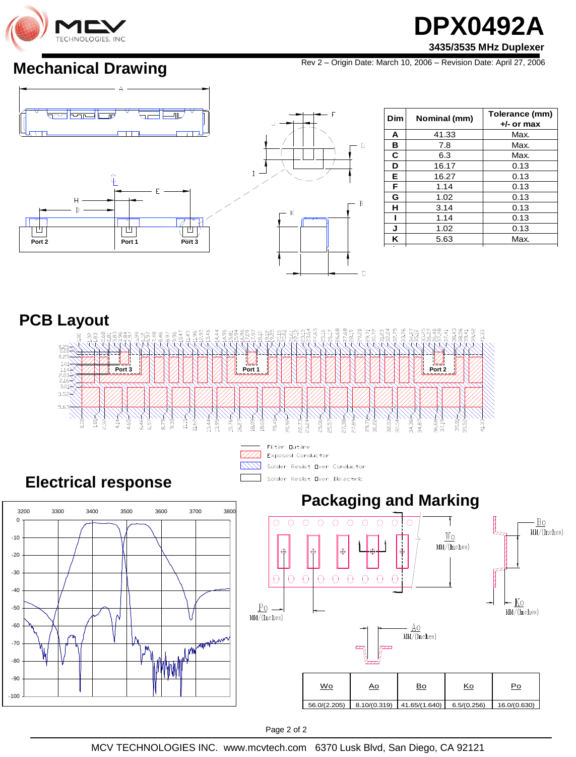# DPX0492A

**3435/3535 MHz Duplexer**

Rev 2 – Origin Date: March 10, 2006 – Revision Date: April 27, 2006

## Mechanical Drawing

A
F
J
G
I
B
K
C
E
H
D
Port 2
Port 1
Port 3

| Dim | Nominal (mm) | Tolerance (mm) +/- or max |
|---|---|---|
| A | 41.33 | Max. |
| B | 7.8 | Max. |
| C | 6.3 | Max. |
| D | 16.17 | 0.13 |
| E | 16.27 | 0.13 |
| F | 1.14 | 0.13 |
| G | 1.02 | 0.13 |
| H | 3.14 | 0.13 |
| I | 1.14 | 0.13 |
| J | 1.02 | 0.13 |
| K | 5.63 | Max. |

## PCB Layout

Port 3
Port 1
Port 2

Filter Outline
Exposed Conductor
Solder Resist Over Conductor
Solder Resist Over Dielectric

## Electrical response

3200 3300 3400 3500 3600 3700 3800
0 -10 -20 -30 -40 -50 -60 -70 -80 -90 -100

## Packaging and Marking

Wo MM/(Inches)
Bo MM/(Inches)
Ko MM/(Inches)
Po MM/(Inches)
Ao MM/(Inches)

| Wo | Ao | Bo | Ko | Po |
|---|---|---|---|---|
| 56.0/(2.205) | 8.10/(0.319) | 41.65/(1.640) | 6.5/(0.256) | 16.0/(0.630) |

MCV TECHNOLOGIES INC. www.mcvtech.com 6370 Lusk Blvd, San Diego, CA 92121